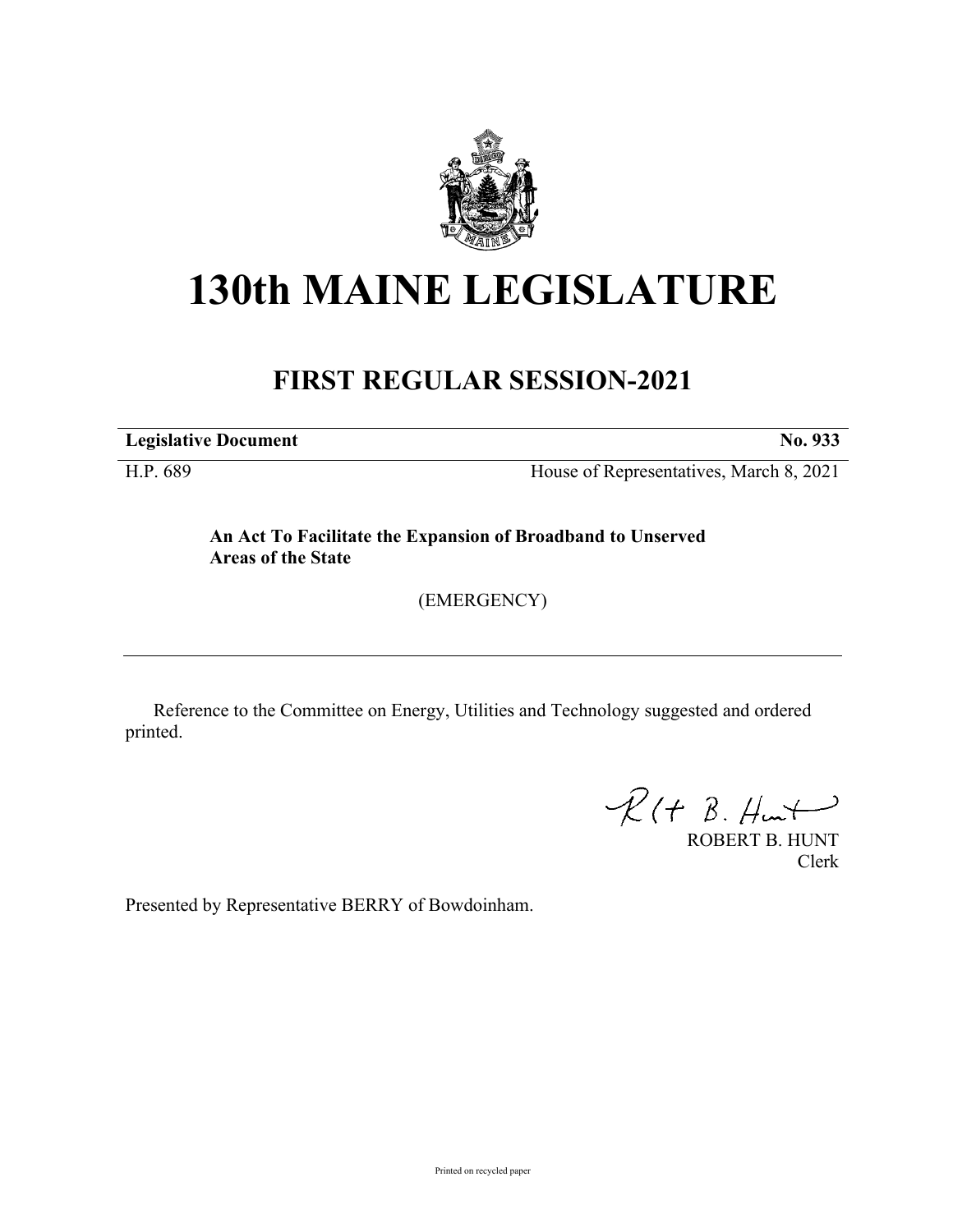# 130th MAINE LEGISLATURE

## FIRST REGULAR SESSION-2021

**Legislative Document** **No. 933**

H.P. 689 House of Representatives, March 8, 2021

**An Act To Facilitate the Expansion of Broadband to Unserved Areas of the State**

(EMERGENCY)

---

Reference to the Committee on Energy, Utilities and Technology suggested and ordered printed.

ROBERT B. HUNT
Clerk

Presented by Representative BERRY of Bowdoinham.

Printed on recycled paper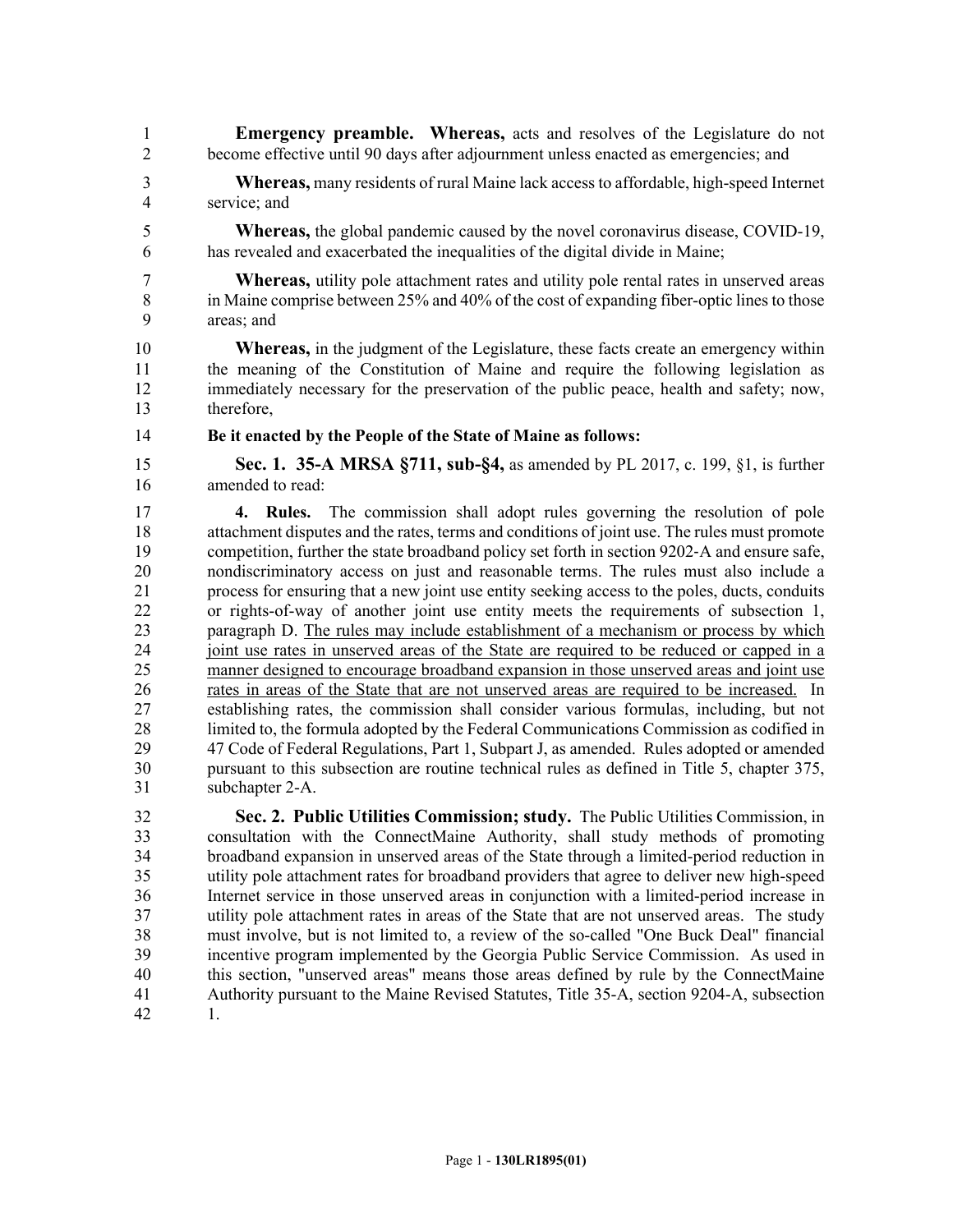**Emergency preamble. Whereas,** acts and resolves of the Legislature do not become effective until 90 days after adjournment unless enacted as emergencies; and

**Whereas,** many residents of rural Maine lack access to affordable, high-speed Internet service; and

**Whereas,** the global pandemic caused by the novel coronavirus disease, COVID-19, has revealed and exacerbated the inequalities of the digital divide in Maine;

**Whereas,** utility pole attachment rates and utility pole rental rates in unserved areas in Maine comprise between 25% and 40% of the cost of expanding fiber-optic lines to those areas; and

**Whereas,** in the judgment of the Legislature, these facts create an emergency within the meaning of the Constitution of Maine and require the following legislation as immediately necessary for the preservation of the public peace, health and safety; now, therefore,

**Be it enacted by the People of the State of Maine as follows:**

**Sec. 1. 35-A MRSA §711, sub-§4,** as amended by PL 2017, c. 199, §1, is further amended to read:

**4. Rules.** The commission shall adopt rules governing the resolution of pole attachment disputes and the rates, terms and conditions of joint use. The rules must promote competition, further the state broadband policy set forth in section 9202-A and ensure safe, nondiscriminatory access on just and reasonable terms. The rules must also include a process for ensuring that a new joint use entity seeking access to the poles, ducts, conduits or rights-of-way of another joint use entity meets the requirements of subsection 1, paragraph D. <u>The rules may include establishment of a mechanism or process by which joint use rates in unserved areas of the State are required to be reduced or capped in a manner designed to encourage broadband expansion in those unserved areas and joint use rates in areas of the State that are not unserved areas are required to be increased.</u> In establishing rates, the commission shall consider various formulas, including, but not limited to, the formula adopted by the Federal Communications Commission as codified in 47 Code of Federal Regulations, Part 1, Subpart J, as amended. Rules adopted or amended pursuant to this subsection are routine technical rules as defined in Title 5, chapter 375, subchapter 2-A.

**Sec. 2. Public Utilities Commission; study.** The Public Utilities Commission, in consultation with the ConnectMaine Authority, shall study methods of promoting broadband expansion in unserved areas of the State through a limited-period reduction in utility pole attachment rates for broadband providers that agree to deliver new high-speed Internet service in those unserved areas in conjunction with a limited-period increase in utility pole attachment rates in areas of the State that are not unserved areas. The study must involve, but is not limited to, a review of the so-called "One Buck Deal" financial incentive program implemented by the Georgia Public Service Commission. As used in this section, "unserved areas" means those areas defined by rule by the ConnectMaine Authority pursuant to the Maine Revised Statutes, Title 35-A, section 9204-A, subsection 1.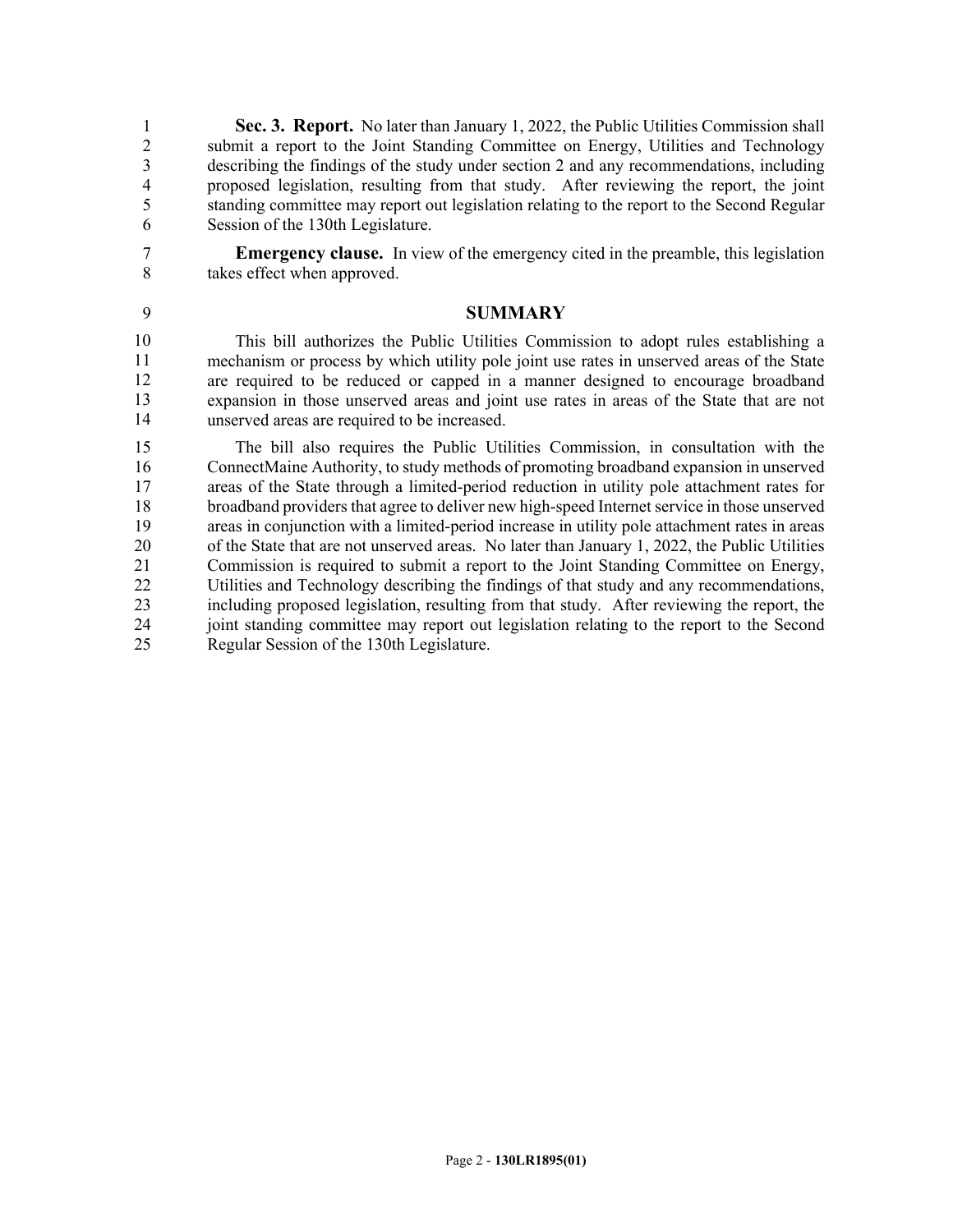**Sec. 3. Report.** No later than January 1, 2022, the Public Utilities Commission shall submit a report to the Joint Standing Committee on Energy, Utilities and Technology describing the findings of the study under section 2 and any recommendations, including proposed legislation, resulting from that study. After reviewing the report, the joint standing committee may report out legislation relating to the report to the Second Regular Session of the 130th Legislature.

**Emergency clause.** In view of the emergency cited in the preamble, this legislation takes effect when approved.

## SUMMARY

This bill authorizes the Public Utilities Commission to adopt rules establishing a mechanism or process by which utility pole joint use rates in unserved areas of the State are required to be reduced or capped in a manner designed to encourage broadband expansion in those unserved areas and joint use rates in areas of the State that are not unserved areas are required to be increased.

The bill also requires the Public Utilities Commission, in consultation with the ConnectMaine Authority, to study methods of promoting broadband expansion in unserved areas of the State through a limited-period reduction in utility pole attachment rates for broadband providers that agree to deliver new high-speed Internet service in those unserved areas in conjunction with a limited-period increase in utility pole attachment rates in areas of the State that are not unserved areas. No later than January 1, 2022, the Public Utilities Commission is required to submit a report to the Joint Standing Committee on Energy, Utilities and Technology describing the findings of that study and any recommendations, including proposed legislation, resulting from that study. After reviewing the report, the joint standing committee may report out legislation relating to the report to the Second Regular Session of the 130th Legislature.